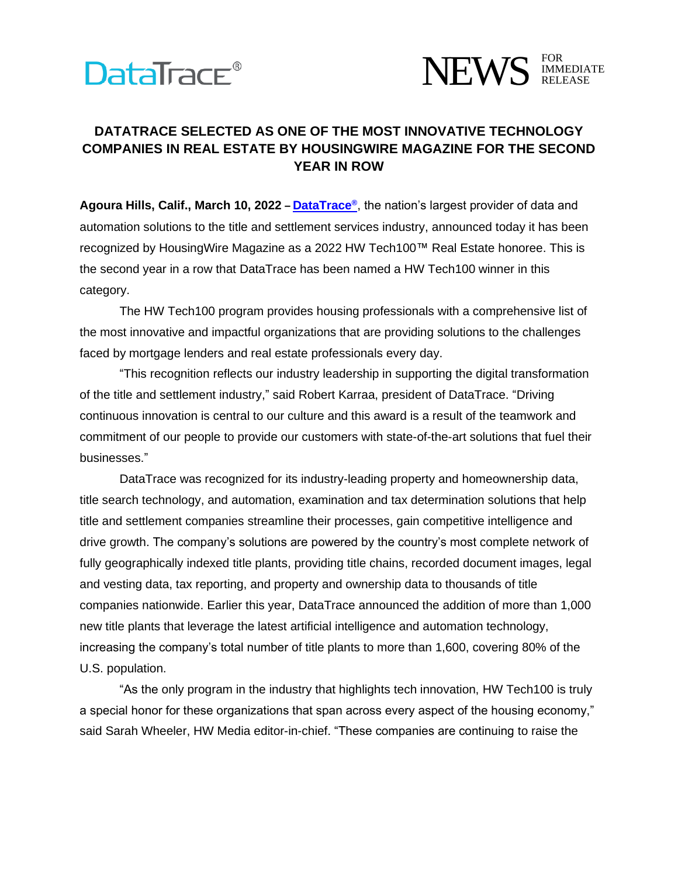DataTrace®

NEWS FOR IMMEDIATE RELEASE

# DATATRACE SELECTED AS ONE OF THE MOST INNOVATIVE TECHNOLOGY COMPANIES IN REAL ESTATE BY HOUSINGWIRE MAGAZINE FOR THE SECOND YEAR IN ROW

**Agoura Hills, Calif., March 10, 2022** – **DataTrace®**, the nation's largest provider of data and automation solutions to the title and settlement services industry, announced today it has been recognized by HousingWire Magazine as a 2022 HW Tech100™ Real Estate honoree. This is the second year in a row that DataTrace has been named a HW Tech100 winner in this category.

The HW Tech100 program provides housing professionals with a comprehensive list of the most innovative and impactful organizations that are providing solutions to the challenges faced by mortgage lenders and real estate professionals every day.

"This recognition reflects our industry leadership in supporting the digital transformation of the title and settlement industry," said Robert Karraa, president of DataTrace. "Driving continuous innovation is central to our culture and this award is a result of the teamwork and commitment of our people to provide our customers with state-of-the-art solutions that fuel their businesses."

DataTrace was recognized for its industry-leading property and homeownership data, title search technology, and automation, examination and tax determination solutions that help title and settlement companies streamline their processes, gain competitive intelligence and drive growth. The company's solutions are powered by the country's most complete network of fully geographically indexed title plants, providing title chains, recorded document images, legal and vesting data, tax reporting, and property and ownership data to thousands of title companies nationwide. Earlier this year, DataTrace announced the addition of more than 1,000 new title plants that leverage the latest artificial intelligence and automation technology, increasing the company's total number of title plants to more than 1,600, covering 80% of the U.S. population.

"As the only program in the industry that highlights tech innovation, HW Tech100 is truly a special honor for these organizations that span across every aspect of the housing economy," said Sarah Wheeler, HW Media editor-in-chief. "These companies are continuing to raise the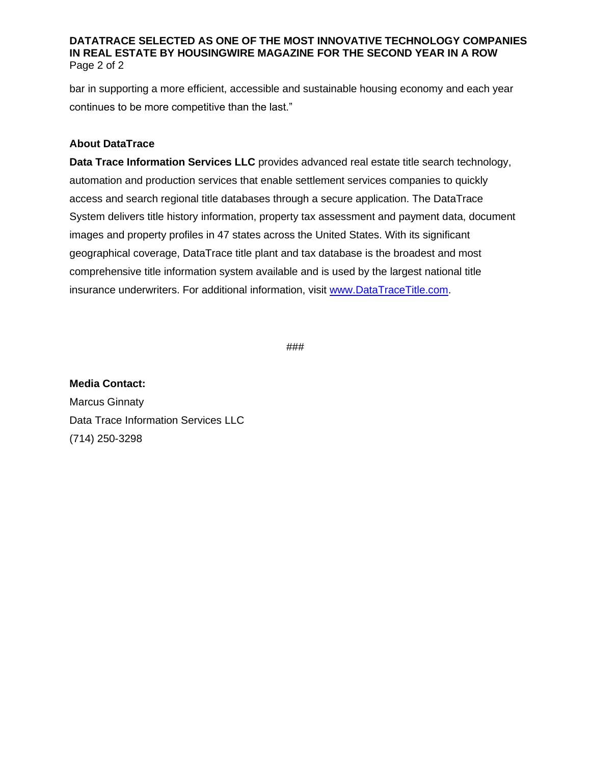bar in supporting a more efficient, accessible and sustainable housing economy and each year continues to be more competitive than the last."

**About DataTrace**

**Data Trace Information Services LLC** provides advanced real estate title search technology, automation and production services that enable settlement services companies to quickly access and search regional title databases through a secure application. The DataTrace System delivers title history information, property tax assessment and payment data, document images and property profiles in 47 states across the United States. With its significant geographical coverage, DataTrace title plant and tax database is the broadest and most comprehensive title information system available and is used by the largest national title insurance underwriters. For additional information, visit www.DataTraceTitle.com.

###

**Media Contact:**
Marcus Ginnaty
Data Trace Information Services LLC
(714) 250-3298